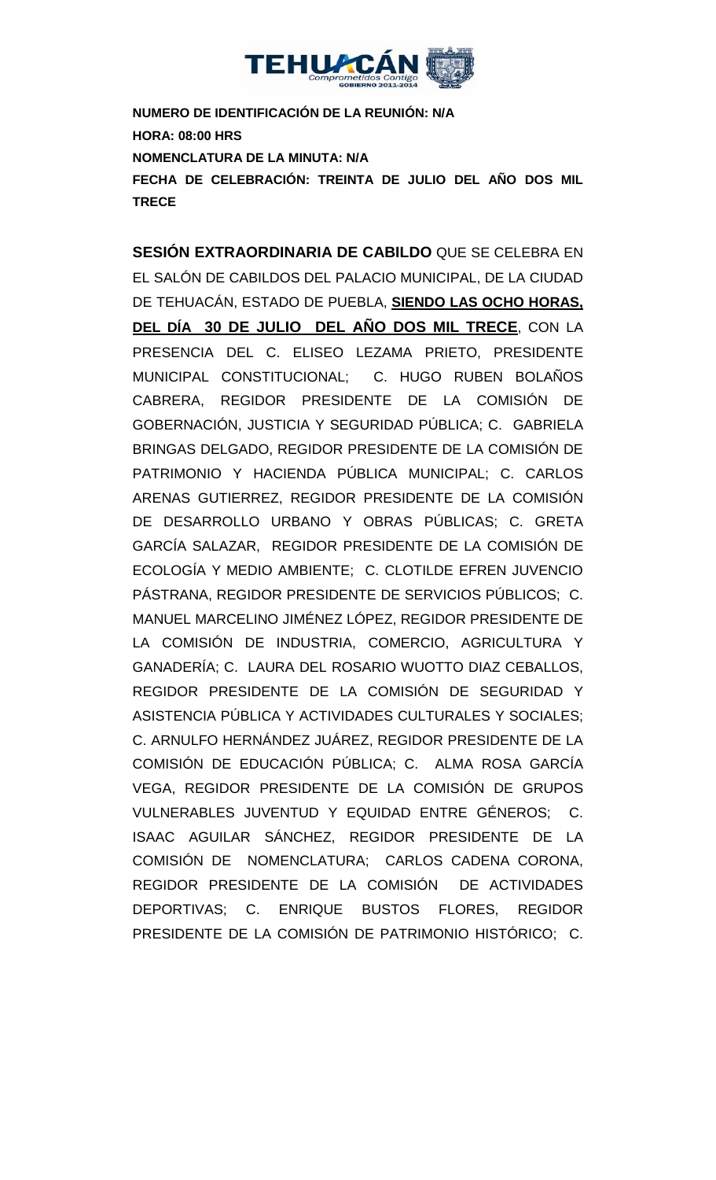**NUMERO DE IDENTIFICACIÓN DE LA REUNIÓN: N/A**

**HORA: 08:00 HRS**

**NOMENCLATURA DE LA MINUTA: N/A**

**FECHA DE CELEBRACIÓN: TREINTA DE JULIO DEL AÑO DOS MIL TRECE**

**SESIÓN EXTRAORDINARIA DE CABILDO** QUE SE CELEBRA EN EL SALÓN DE CABILDOS DEL PALACIO MUNICIPAL, DE LA CIUDAD DE TEHUACÁN, ESTADO DE PUEBLA, **SIENDO LAS OCHO HORAS, DEL DÍA 30 DE JULIO DEL AÑO DOS MIL TRECE**, CON LA PRESENCIA DEL C. ELISEO LEZAMA PRIETO, PRESIDENTE MUNICIPAL CONSTITUCIONAL; C. HUGO RUBEN BOLAÑOS CABRERA, REGIDOR PRESIDENTE DE LA COMISIÓN DE GOBERNACIÓN, JUSTICIA Y SEGURIDAD PÚBLICA; C. GABRIELA BRINGAS DELGADO, REGIDOR PRESIDENTE DE LA COMISIÓN DE PATRIMONIO Y HACIENDA PÚBLICA MUNICIPAL; C. CARLOS ARENAS GUTIERREZ, REGIDOR PRESIDENTE DE LA COMISIÓN DE DESARROLLO URBANO Y OBRAS PÚBLICAS; C. GRETA GARCÍA SALAZAR, REGIDOR PRESIDENTE DE LA COMISIÓN DE ECOLOGÍA Y MEDIO AMBIENTE; C. CLOTILDE EFREN JUVENCIO PÁSTRANA, REGIDOR PRESIDENTE DE SERVICIOS PÚBLICOS; C. MANUEL MARCELINO JIMÉNEZ LÓPEZ, REGIDOR PRESIDENTE DE LA COMISIÓN DE INDUSTRIA, COMERCIO, AGRICULTURA Y GANADERÍA; C. LAURA DEL ROSARIO WUOTTO DIAZ CEBALLOS, REGIDOR PRESIDENTE DE LA COMISIÓN DE SEGURIDAD Y ASISTENCIA PÚBLICA Y ACTIVIDADES CULTURALES Y SOCIALES; C. ARNULFO HERNÁNDEZ JUÁREZ, REGIDOR PRESIDENTE DE LA COMISIÓN DE EDUCACIÓN PÚBLICA; C. ALMA ROSA GARCÍA VEGA, REGIDOR PRESIDENTE DE LA COMISIÓN DE GRUPOS VULNERABLES JUVENTUD Y EQUIDAD ENTRE GÉNEROS; C. ISAAC AGUILAR SÁNCHEZ, REGIDOR PRESIDENTE DE LA COMISIÓN DE NOMENCLATURA; CARLOS CADENA CORONA, REGIDOR PRESIDENTE DE LA COMISIÓN DE ACTIVIDADES DEPORTIVAS; C. ENRIQUE BUSTOS FLORES, REGIDOR PRESIDENTE DE LA COMISIÓN DE PATRIMONIO HISTÓRICO; C.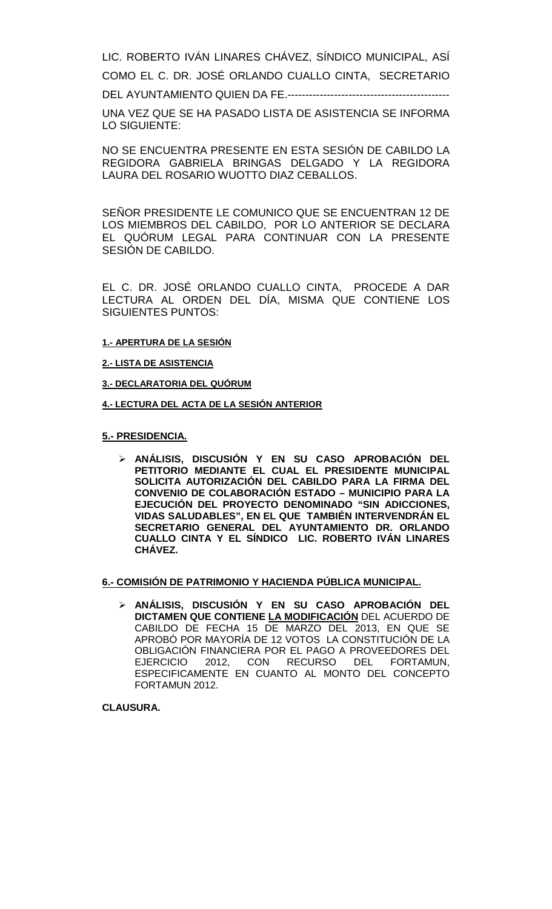LIC. ROBERTO IVÁN LINARES CHÁVEZ, SÍNDICO MUNICIPAL, ASÍ COMO EL C. DR. JOSÉ ORLANDO CUALLO CINTA, SECRETARIO DEL AYUNTAMIENTO QUIEN DA FE.---------------------------------------------

UNA VEZ QUE SE HA PASADO LISTA DE ASISTENCIA SE INFORMA LO SIGUIENTE:

NO SE ENCUENTRA PRESENTE EN ESTA SESIÓN DE CABILDO LA REGIDORA GABRIELA BRINGAS DELGADO Y LA REGIDORA LAURA DEL ROSARIO WUOTTO DIAZ CEBALLOS.

SEÑOR PRESIDENTE LE COMUNICO QUE SE ENCUENTRAN 12 DE LOS MIEMBROS DEL CABILDO, POR LO ANTERIOR SE DECLARA EL QUÓRUM LEGAL PARA CONTINUAR CON LA PRESENTE SESIÓN DE CABILDO.

EL C. DR. JOSÉ ORLANDO CUALLO CINTA, PROCEDE A DAR LECTURA AL ORDEN DEL DÍA, MISMA QUE CONTIENE LOS SIGUIENTES PUNTOS:

**1.- APERTURA DE LA SESIÓN**

**2.- LISTA DE ASISTENCIA**

**3.- DECLARATORIA DEL QUÓRUM**

**4.- LECTURA DEL ACTA DE LA SESIÓN ANTERIOR**

**5.- PRESIDENCIA.**

- **ANÁLISIS, DISCUSIÓN Y EN SU CASO APROBACIÓN DEL PETITORIO MEDIANTE EL CUAL EL PRESIDENTE MUNICIPAL SOLICITA AUTORIZACIÓN DEL CABILDO PARA LA FIRMA DEL CONVENIO DE COLABORACIÓN ESTADO – MUNICIPIO PARA LA EJECUCIÓN DEL PROYECTO DENOMINADO "SIN ADICCIONES, VIDAS SALUDABLES", EN EL QUE TAMBIÉN INTERVENDRÁN EL SECRETARIO GENERAL DEL AYUNTAMIENTO DR. ORLANDO CUALLO CINTA Y EL SÍNDICO LIC. ROBERTO IVÁN LINARES CHÁVEZ.**

**6.- COMISIÓN DE PATRIMONIO Y HACIENDA PÚBLICA MUNICIPAL.**

- **ANÁLISIS, DISCUSIÓN Y EN SU CASO APROBACIÓN DEL DICTAMEN QUE CONTIENE LA MODIFICACIÓN** DEL ACUERDO DE CABILDO DE FECHA 15 DE MARZO DEL 2013, EN QUE SE APROBÓ POR MAYORÍA DE 12 VOTOS LA CONSTITUCIÓN DE LA OBLIGACIÓN FINANCIERA POR EL PAGO A PROVEEDORES DEL EJERCICIO 2012, CON RECURSO DEL FORTAMUN, ESPECIFICAMENTE EN CUANTO AL MONTO DEL CONCEPTO FORTAMUN 2012.

**CLAUSURA.**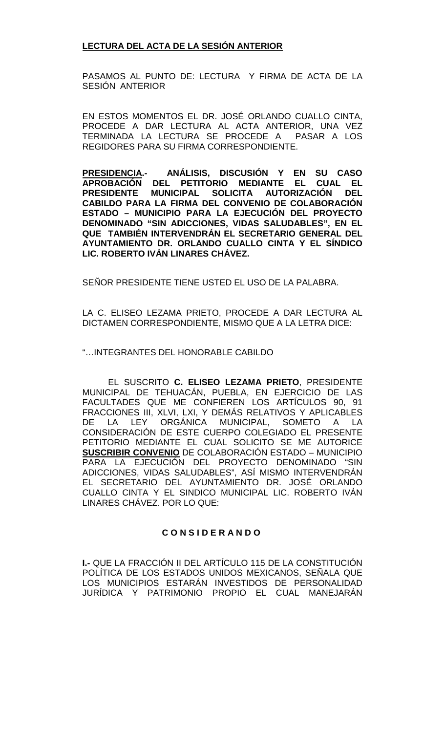**LECTURA DEL ACTA DE LA SESIÓN ANTERIOR**

PASAMOS AL PUNTO DE: LECTURA Y FIRMA DE ACTA DE LA SESIÓN ANTERIOR

EN ESTOS MOMENTOS EL DR. JOSÉ ORLANDO CUALLO CINTA, PROCEDE A DAR LECTURA AL ACTA ANTERIOR, UNA VEZ TERMINADA LA LECTURA SE PROCEDE A PASAR A LOS REGIDORES PARA SU FIRMA CORRESPONDIENTE.

**PRESIDENCIA.- ANÁLISIS, DISCUSIÓN Y EN SU CASO APROBACIÓN DEL PETITORIO MEDIANTE EL CUAL EL PRESIDENTE MUNICIPAL SOLICITA AUTORIZACIÓN DEL CABILDO PARA LA FIRMA DEL CONVENIO DE COLABORACIÓN ESTADO – MUNICIPIO PARA LA EJECUCIÓN DEL PROYECTO DENOMINADO "SIN ADICCIONES, VIDAS SALUDABLES", EN EL QUE TAMBIÉN INTERVENDRÁN EL SECRETARIO GENERAL DEL AYUNTAMIENTO DR. ORLANDO CUALLO CINTA Y EL SÍNDICO LIC. ROBERTO IVÁN LINARES CHÁVEZ.**

SEÑOR PRESIDENTE TIENE USTED EL USO DE LA PALABRA.

LA C. ELISEO LEZAMA PRIETO, PROCEDE A DAR LECTURA AL DICTAMEN CORRESPONDIENTE, MISMO QUE A LA LETRA DICE:

"…INTEGRANTES DEL HONORABLE CABILDO

EL SUSCRITO **C. ELISEO LEZAMA PRIETO**, PRESIDENTE MUNICIPAL DE TEHUACÁN, PUEBLA, EN EJERCICIO DE LAS FACULTADES QUE ME CONFIEREN LOS ARTÍCULOS 90, 91 FRACCIONES III, XLVI, LXI, Y DEMÁS RELATIVOS Y APLICABLES DE LA LEY ORGÁNICA MUNICIPAL, SOMETO A LA CONSIDERACIÓN DE ESTE CUERPO COLEGIADO EL PRESENTE PETITORIO MEDIANTE EL CUAL SOLICITO SE ME AUTORICE **SUSCRIBIR CONVENIO** DE COLABORACIÓN ESTADO – MUNICIPIO PARA LA EJECUCIÓN DEL PROYECTO DENOMINADO "SIN ADICCIONES, VIDAS SALUDABLES", ASÍ MISMO INTERVENDRÁN EL SECRETARIO DEL AYUNTAMIENTO DR. JOSÉ ORLANDO CUALLO CINTA Y EL SINDICO MUNICIPAL LIC. ROBERTO IVÁN LINARES CHÁVEZ. POR LO QUE:

**C O N S I D E R A N D O**

**I.-** QUE LA FRACCIÓN II DEL ARTÍCULO 115 DE LA CONSTITUCIÓN POLÍTICA DE LOS ESTADOS UNIDOS MEXICANOS, SEÑALA QUE LOS MUNICIPIOS ESTARÁN INVESTIDOS DE PERSONALIDAD JURÍDICA Y PATRIMONIO PROPIO EL CUAL MANEJARÁN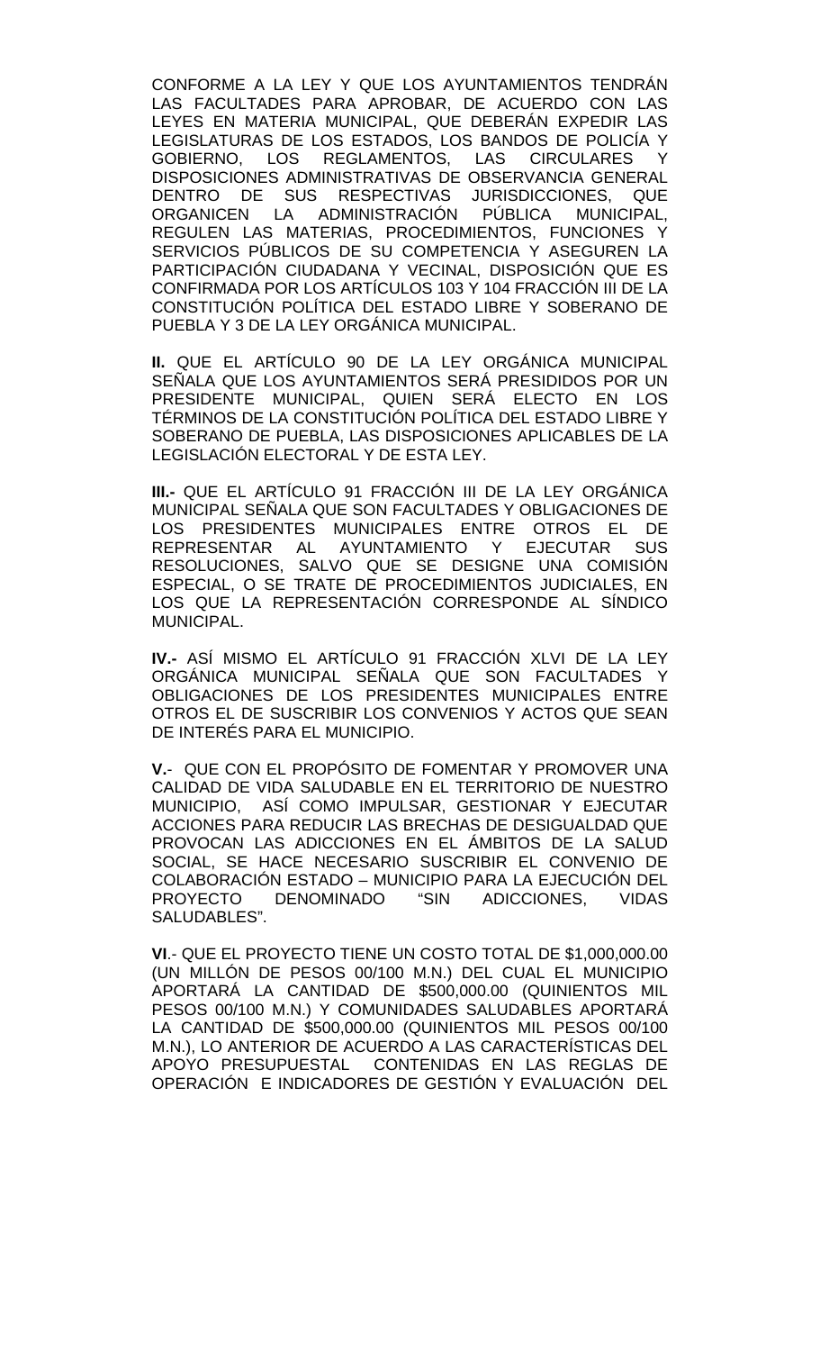CONFORME A LA LEY Y QUE LOS AYUNTAMIENTOS TENDRÁN LAS FACULTADES PARA APROBAR, DE ACUERDO CON LAS LEYES EN MATERIA MUNICIPAL, QUE DEBERÁN EXPEDIR LAS LEGISLATURAS DE LOS ESTADOS, LOS BANDOS DE POLICÍA Y GOBIERNO, LOS REGLAMENTOS, LAS CIRCULARES Y DISPOSICIONES ADMINISTRATIVAS DE OBSERVANCIA GENERAL DENTRO DE SUS RESPECTIVAS JURISDICCIONES, QUE ORGANICEN LA ADMINISTRACIÓN PÚBLICA MUNICIPAL, REGULEN LAS MATERIAS, PROCEDIMIENTOS, FUNCIONES Y SERVICIOS PÚBLICOS DE SU COMPETENCIA Y ASEGUREN LA PARTICIPACIÓN CIUDADANA Y VECINAL, DISPOSICIÓN QUE ES CONFIRMADA POR LOS ARTÍCULOS 103 Y 104 FRACCIÓN III DE LA CONSTITUCIÓN POLÍTICA DEL ESTADO LIBRE Y SOBERANO DE PUEBLA Y 3 DE LA LEY ORGÁNICA MUNICIPAL.

**II.** QUE EL ARTÍCULO 90 DE LA LEY ORGÁNICA MUNICIPAL SEÑALA QUE LOS AYUNTAMIENTOS SERÁ PRESIDIDOS POR UN PRESIDENTE MUNICIPAL, QUIEN SERÁ ELECTO EN LOS TÉRMINOS DE LA CONSTITUCIÓN POLÍTICA DEL ESTADO LIBRE Y SOBERANO DE PUEBLA, LAS DISPOSICIONES APLICABLES DE LA LEGISLACIÓN ELECTORAL Y DE ESTA LEY.

**III.-** QUE EL ARTÍCULO 91 FRACCIÓN III DE LA LEY ORGÁNICA MUNICIPAL SEÑALA QUE SON FACULTADES Y OBLIGACIONES DE LOS PRESIDENTES MUNICIPALES ENTRE OTROS EL DE REPRESENTAR AL AYUNTAMIENTO Y EJECUTAR SUS RESOLUCIONES, SALVO QUE SE DESIGNE UNA COMISIÓN ESPECIAL, O SE TRATE DE PROCEDIMIENTOS JUDICIALES, EN LOS QUE LA REPRESENTACIÓN CORRESPONDE AL SÍNDICO MUNICIPAL.

**IV.-** ASÍ MISMO EL ARTÍCULO 91 FRACCIÓN XLVI DE LA LEY ORGÁNICA MUNICIPAL SEÑALA QUE SON FACULTADES Y OBLIGACIONES DE LOS PRESIDENTES MUNICIPALES ENTRE OTROS EL DE SUSCRIBIR LOS CONVENIOS Y ACTOS QUE SEAN DE INTERÉS PARA EL MUNICIPIO.

**V.**- QUE CON EL PROPÓSITO DE FOMENTAR Y PROMOVER UNA CALIDAD DE VIDA SALUDABLE EN EL TERRITORIO DE NUESTRO MUNICIPIO, ASÍ COMO IMPULSAR, GESTIONAR Y EJECUTAR ACCIONES PARA REDUCIR LAS BRECHAS DE DESIGUALDAD QUE PROVOCAN LAS ADICCIONES EN EL ÁMBITOS DE LA SALUD SOCIAL, SE HACE NECESARIO SUSCRIBIR EL CONVENIO DE COLABORACIÓN ESTADO – MUNICIPIO PARA LA EJECUCIÓN DEL PROYECTO DENOMINADO "SIN ADICCIONES, VIDAS SALUDABLES".

**VI**.- QUE EL PROYECTO TIENE UN COSTO TOTAL DE $1,000,000.00 (UN MILLÓN DE PESOS 00/100 M.N.) DEL CUAL EL MUNICIPIO APORTARÁ LA CANTIDAD DE $500,000.00 (QUINIENTOS MIL PESOS 00/100 M.N.) Y COMUNIDADES SALUDABLES APORTARÁ LA CANTIDAD DE $500,000.00 (QUINIENTOS MIL PESOS 00/100 M.N.), LO ANTERIOR DE ACUERDO A LAS CARACTERÍSTICAS DEL APOYO PRESUPUESTAL CONTENIDAS EN LAS REGLAS DE OPERACIÓN E INDICADORES DE GESTIÓN Y EVALUACIÓN DEL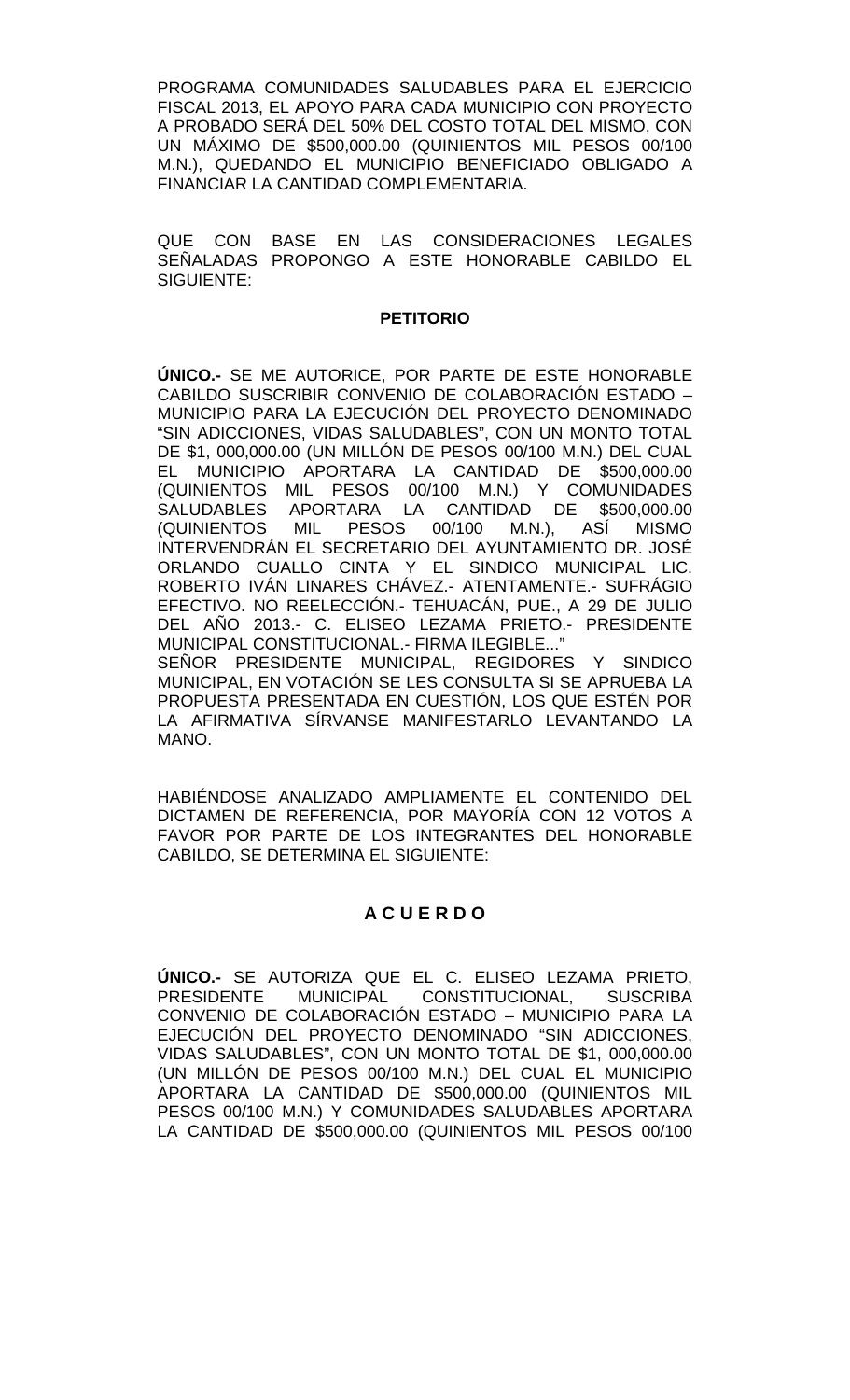PROGRAMA COMUNIDADES SALUDABLES PARA EL EJERCICIO FISCAL 2013, EL APOYO PARA CADA MUNICIPIO CON PROYECTO A PROBADO SERÁ DEL 50% DEL COSTO TOTAL DEL MISMO, CON UN MÁXIMO DE $500,000.00 (QUINIENTOS MIL PESOS 00/100 M.N.), QUEDANDO EL MUNICIPIO BENEFICIADO OBLIGADO A FINANCIAR LA CANTIDAD COMPLEMENTARIA.

QUE CON BASE EN LAS CONSIDERACIONES LEGALES SEÑALADAS PROPONGO A ESTE HONORABLE CABILDO EL SIGUIENTE:

**PETITORIO**

**ÚNICO.-** SE ME AUTORICE, POR PARTE DE ESTE HONORABLE CABILDO SUSCRIBIR CONVENIO DE COLABORACIÓN ESTADO – MUNICIPIO PARA LA EJECUCIÓN DEL PROYECTO DENOMINADO "SIN ADICCIONES, VIDAS SALUDABLES", CON UN MONTO TOTAL DE $1, 000,000.00 (UN MILLÓN DE PESOS 00/100 M.N.) DEL CUAL EL MUNICIPIO APORTARA LA CANTIDAD DE $500,000.00 (QUINIENTOS MIL PESOS 00/100 M.N.) Y COMUNIDADES SALUDABLES APORTARA LA CANTIDAD DE $500,000.00 (QUINIENTOS MIL PESOS 00/100 M.N.), ASÍ MISMO INTERVENDRÁN EL SECRETARIO DEL AYUNTAMIENTO DR. JOSÉ ORLANDO CUALLO CINTA Y EL SINDICO MUNICIPAL LIC. ROBERTO IVÁN LINARES CHÁVEZ.- ATENTAMENTE.- SUFRÁGIO EFECTIVO. NO REELECCIÓN.- TEHUACÁN, PUE., A 29 DE JULIO DEL AÑO 2013.- C. ELISEO LEZAMA PRIETO.- PRESIDENTE MUNICIPAL CONSTITUCIONAL.- FIRMA ILEGIBLE..."

SEÑOR PRESIDENTE MUNICIPAL, REGIDORES Y SINDICO MUNICIPAL, EN VOTACIÓN SE LES CONSULTA SI SE APRUEBA LA PROPUESTA PRESENTADA EN CUESTIÓN, LOS QUE ESTÉN POR LA AFIRMATIVA SÍRVANSE MANIFESTARLO LEVANTANDO LA MANO.

HABIÉNDOSE ANALIZADO AMPLIAMENTE EL CONTENIDO DEL DICTAMEN DE REFERENCIA, POR MAYORÍA CON 12 VOTOS A FAVOR POR PARTE DE LOS INTEGRANTES DEL HONORABLE CABILDO, SE DETERMINA EL SIGUIENTE:

**A C U E R D O**

**ÚNICO.-** SE AUTORIZA QUE EL C. ELISEO LEZAMA PRIETO, PRESIDENTE MUNICIPAL CONSTITUCIONAL, SUSCRIBA CONVENIO DE COLABORACIÓN ESTADO – MUNICIPIO PARA LA EJECUCIÓN DEL PROYECTO DENOMINADO "SIN ADICCIONES, VIDAS SALUDABLES", CON UN MONTO TOTAL DE $1, 000,000.00 (UN MILLÓN DE PESOS 00/100 M.N.) DEL CUAL EL MUNICIPIO APORTARA LA CANTIDAD DE $500,000.00 (QUINIENTOS MIL PESOS 00/100 M.N.) Y COMUNIDADES SALUDABLES APORTARA LA CANTIDAD DE $500,000.00 (QUINIENTOS MIL PESOS 00/100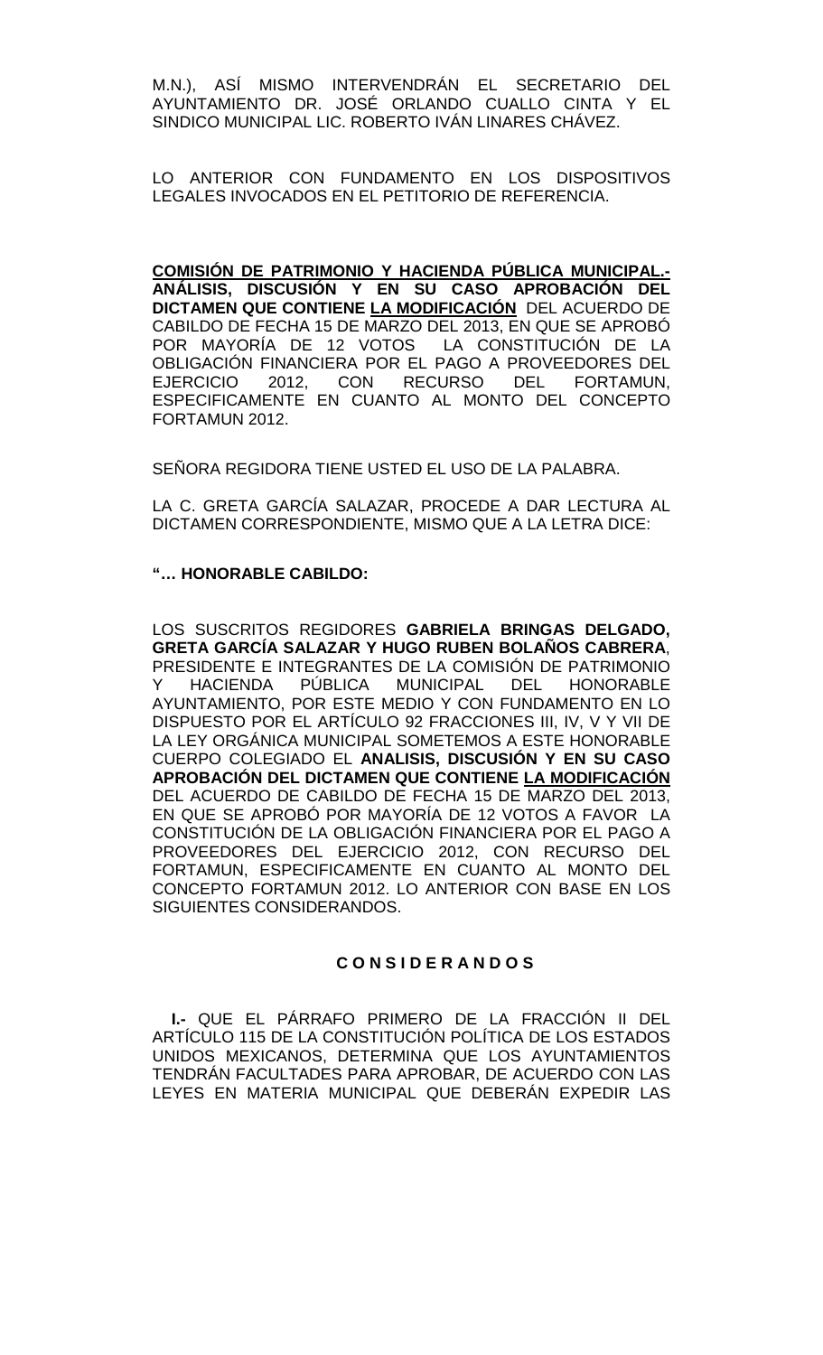M.N.), ASÍ MISMO INTERVENDRÁN EL SECRETARIO DEL AYUNTAMIENTO DR. JOSÉ ORLANDO CUALLO CINTA Y EL SINDICO MUNICIPAL LIC. ROBERTO IVÁN LINARES CHÁVEZ.

LO ANTERIOR CON FUNDAMENTO EN LOS DISPOSITIVOS LEGALES INVOCADOS EN EL PETITORIO DE REFERENCIA.

**COMISIÓN DE PATRIMONIO Y HACIENDA PÚBLICA MUNICIPAL.- ANÁLISIS, DISCUSIÓN Y EN SU CASO APROBACIÓN DEL DICTAMEN QUE CONTIENE LA MODIFICACIÓN** DEL ACUERDO DE CABILDO DE FECHA 15 DE MARZO DEL 2013, EN QUE SE APROBÓ POR MAYORÍA DE 12 VOTOS LA CONSTITUCIÓN DE LA OBLIGACIÓN FINANCIERA POR EL PAGO A PROVEEDORES DEL EJERCICIO 2012, CON RECURSO DEL FORTAMUN, ESPECIFICAMENTE EN CUANTO AL MONTO DEL CONCEPTO FORTAMUN 2012.

SEÑORA REGIDORA TIENE USTED EL USO DE LA PALABRA.

LA C. GRETA GARCÍA SALAZAR, PROCEDE A DAR LECTURA AL DICTAMEN CORRESPONDIENTE, MISMO QUE A LA LETRA DICE:

**"… HONORABLE CABILDO:**

LOS SUSCRITOS REGIDORES **GABRIELA BRINGAS DELGADO, GRETA GARCÍA SALAZAR Y HUGO RUBEN BOLAÑOS CABRERA**, PRESIDENTE E INTEGRANTES DE LA COMISIÓN DE PATRIMONIO Y HACIENDA PÚBLICA MUNICIPAL DEL HONORABLE AYUNTAMIENTO, POR ESTE MEDIO Y CON FUNDAMENTO EN LO DISPUESTO POR EL ARTÍCULO 92 FRACCIONES III, IV, V Y VII DE LA LEY ORGÁNICA MUNICIPAL SOMETEMOS A ESTE HONORABLE CUERPO COLEGIADO EL **ANALISIS, DISCUSIÓN Y EN SU CASO APROBACIÓN DEL DICTAMEN QUE CONTIENE LA MODIFICACIÓN** DEL ACUERDO DE CABILDO DE FECHA 15 DE MARZO DEL 2013, EN QUE SE APROBÓ POR MAYORÍA DE 12 VOTOS A FAVOR LA CONSTITUCIÓN DE LA OBLIGACIÓN FINANCIERA POR EL PAGO A PROVEEDORES DEL EJERCICIO 2012, CON RECURSO DEL FORTAMUN, ESPECIFICAMENTE EN CUANTO AL MONTO DEL CONCEPTO FORTAMUN 2012. LO ANTERIOR CON BASE EN LOS SIGUIENTES CONSIDERANDOS.

**C O N S I D E R A N D O S**

**I.-** QUE EL PÁRRAFO PRIMERO DE LA FRACCIÓN II DEL ARTÍCULO 115 DE LA CONSTITUCIÓN POLÍTICA DE LOS ESTADOS UNIDOS MEXICANOS, DETERMINA QUE LOS AYUNTAMIENTOS TENDRÁN FACULTADES PARA APROBAR, DE ACUERDO CON LAS LEYES EN MATERIA MUNICIPAL QUE DEBERÁN EXPEDIR LAS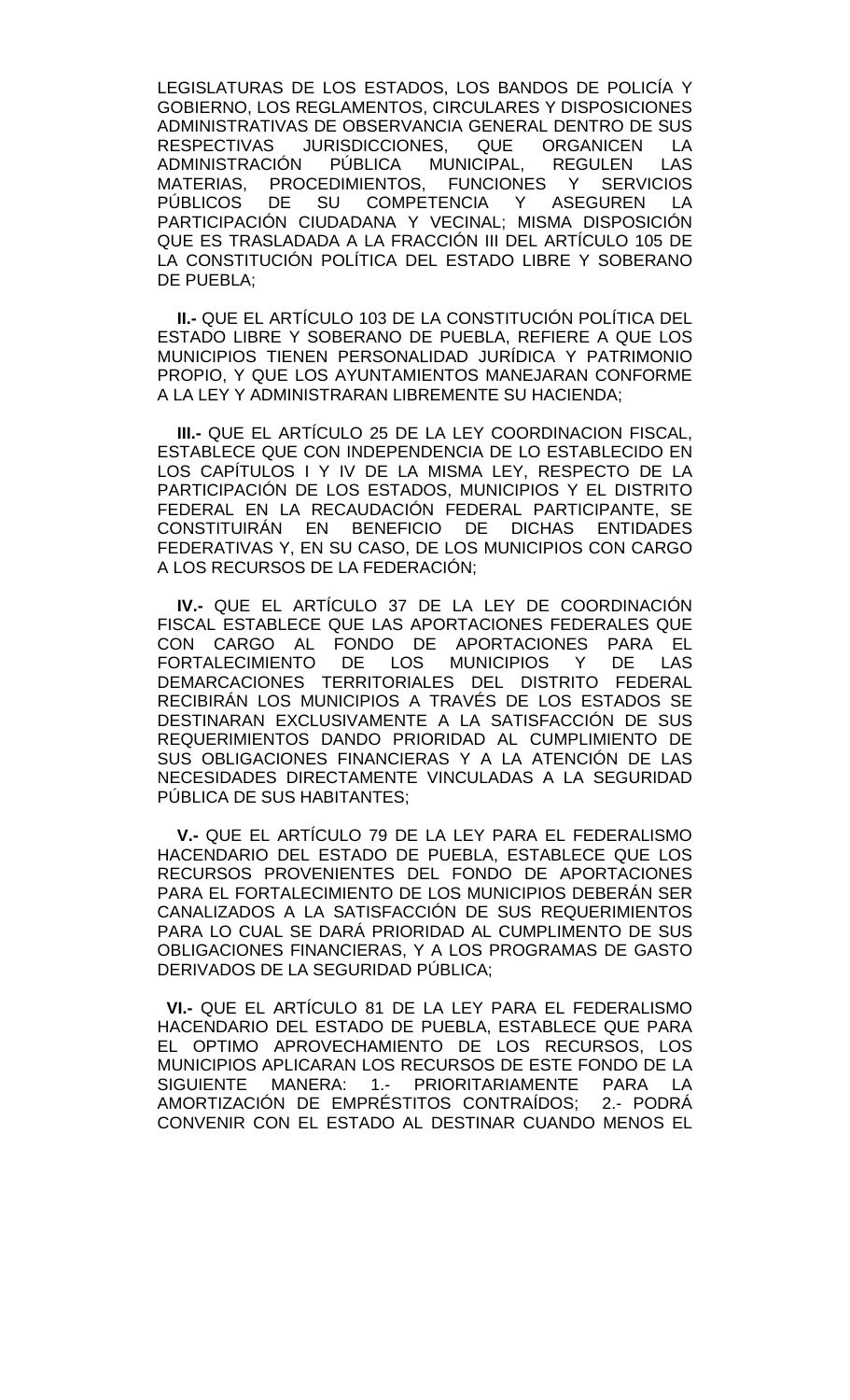LEGISLATURAS DE LOS ESTADOS, LOS BANDOS DE POLICÍA Y GOBIERNO, LOS REGLAMENTOS, CIRCULARES Y DISPOSICIONES ADMINISTRATIVAS DE OBSERVANCIA GENERAL DENTRO DE SUS RESPECTIVAS JURISDICCIONES, QUE ORGANICEN LA ADMINISTRACIÓN PÚBLICA MUNICIPAL, REGULEN LAS MATERIAS, PROCEDIMIENTOS, FUNCIONES Y SERVICIOS PÚBLICOS DE SU COMPETENCIA Y ASEGUREN LA PARTICIPACIÓN CIUDADANA Y VECINAL; MISMA DISPOSICIÓN QUE ES TRASLADADA A LA FRACCIÓN III DEL ARTÍCULO 105 DE LA CONSTITUCIÓN POLÍTICA DEL ESTADO LIBRE Y SOBERANO DE PUEBLA;

**II.-** QUE EL ARTÍCULO 103 DE LA CONSTITUCIÓN POLÍTICA DEL ESTADO LIBRE Y SOBERANO DE PUEBLA, REFIERE A QUE LOS MUNICIPIOS TIENEN PERSONALIDAD JURÍDICA Y PATRIMONIO PROPIO, Y QUE LOS AYUNTAMIENTOS MANEJARAN CONFORME A LA LEY Y ADMINISTRARAN LIBREMENTE SU HACIENDA;

**III.-** QUE EL ARTÍCULO 25 DE LA LEY COORDINACION FISCAL, ESTABLECE QUE CON INDEPENDENCIA DE LO ESTABLECIDO EN LOS CAPÍTULOS I Y IV DE LA MISMA LEY, RESPECTO DE LA PARTICIPACIÓN DE LOS ESTADOS, MUNICIPIOS Y EL DISTRITO FEDERAL EN LA RECAUDACIÓN FEDERAL PARTICIPANTE, SE CONSTITUIRÁN EN BENEFICIO DE DICHAS ENTIDADES FEDERATIVAS Y, EN SU CASO, DE LOS MUNICIPIOS CON CARGO A LOS RECURSOS DE LA FEDERACIÓN;

**IV.-** QUE EL ARTÍCULO 37 DE LA LEY DE COORDINACIÓN FISCAL ESTABLECE QUE LAS APORTACIONES FEDERALES QUE CON CARGO AL FONDO DE APORTACIONES PARA EL FORTALECIMIENTO DE LOS MUNICIPIOS Y DE LAS DEMARCACIONES TERRITORIALES DEL DISTRITO FEDERAL RECIBIRÁN LOS MUNICIPIOS A TRAVÉS DE LOS ESTADOS SE DESTINARAN EXCLUSIVAMENTE A LA SATISFACCIÓN DE SUS REQUERIMIENTOS DANDO PRIORIDAD AL CUMPLIMIENTO DE SUS OBLIGACIONES FINANCIERAS Y A LA ATENCIÓN DE LAS NECESIDADES DIRECTAMENTE VINCULADAS A LA SEGURIDAD PÚBLICA DE SUS HABITANTES;

**V.-** QUE EL ARTÍCULO 79 DE LA LEY PARA EL FEDERALISMO HACENDARIO DEL ESTADO DE PUEBLA, ESTABLECE QUE LOS RECURSOS PROVENIENTES DEL FONDO DE APORTACIONES PARA EL FORTALECIMIENTO DE LOS MUNICIPIOS DEBERÁN SER CANALIZADOS A LA SATISFACCIÓN DE SUS REQUERIMIENTOS PARA LO CUAL SE DARÁ PRIORIDAD AL CUMPLIMENTO DE SUS OBLIGACIONES FINANCIERAS, Y A LOS PROGRAMAS DE GASTO DERIVADOS DE LA SEGURIDAD PÚBLICA;

**VI.-** QUE EL ARTÍCULO 81 DE LA LEY PARA EL FEDERALISMO HACENDARIO DEL ESTADO DE PUEBLA, ESTABLECE QUE PARA EL OPTIMO APROVECHAMIENTO DE LOS RECURSOS, LOS MUNICIPIOS APLICARAN LOS RECURSOS DE ESTE FONDO DE LA SIGUIENTE MANERA: 1.- PRIORITARIAMENTE PARA LA AMORTIZACIÓN DE EMPRÉSTITOS CONTRAÍDOS; 2.- PODRÁ CONVENIR CON EL ESTADO AL DESTINAR CUANDO MENOS EL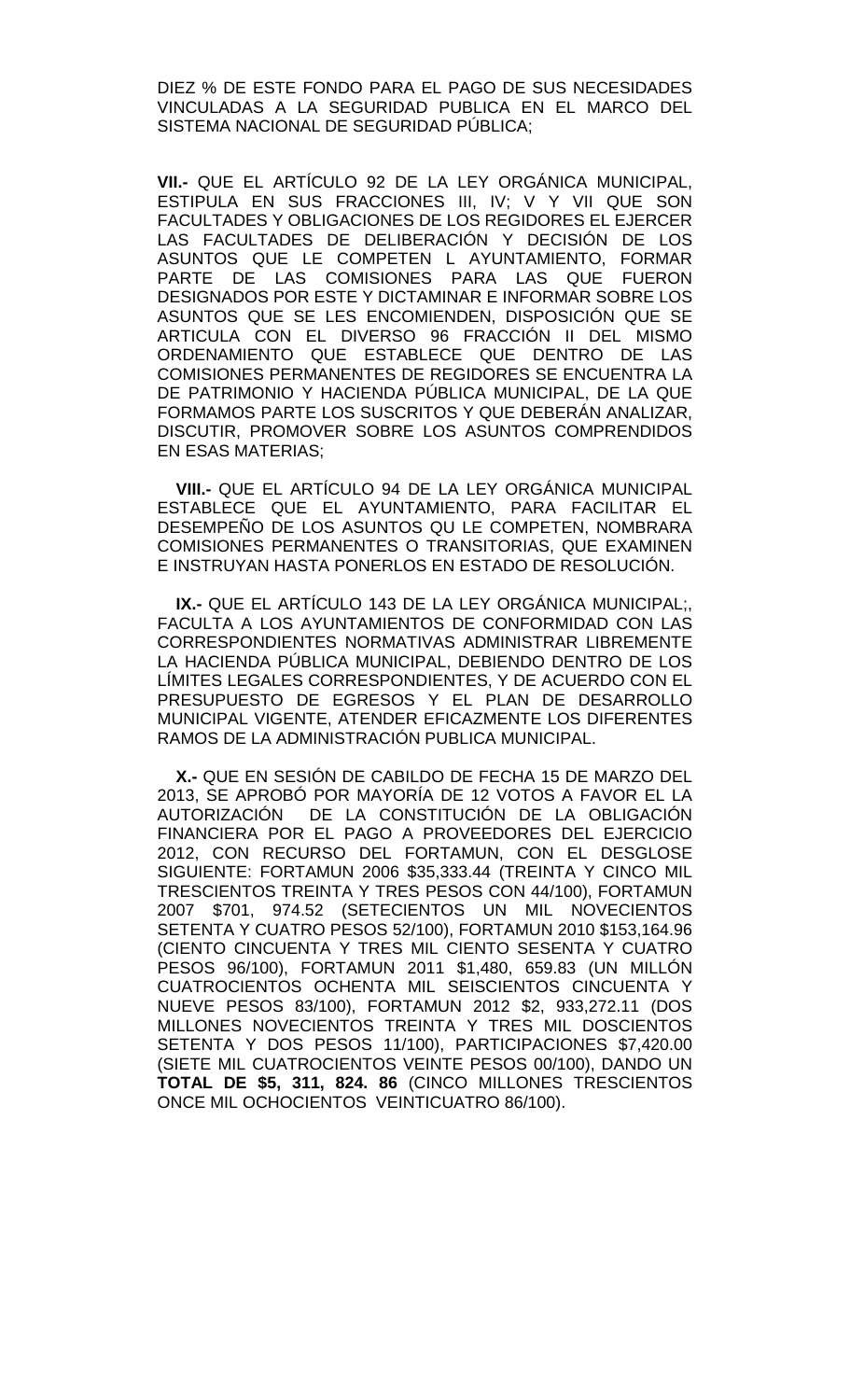DIEZ % DE ESTE FONDO PARA EL PAGO DE SUS NECESIDADES VINCULADAS A LA SEGURIDAD PUBLICA EN EL MARCO DEL SISTEMA NACIONAL DE SEGURIDAD PÚBLICA;

**VII.-** QUE EL ARTÍCULO 92 DE LA LEY ORGÁNICA MUNICIPAL, ESTIPULA EN SUS FRACCIONES III, IV; V Y VII QUE SON FACULTADES Y OBLIGACIONES DE LOS REGIDORES EL EJERCER LAS FACULTADES DE DELIBERACIÓN Y DECISIÓN DE LOS ASUNTOS QUE LE COMPETEN L AYUNTAMIENTO, FORMAR PARTE DE LAS COMISIONES PARA LAS QUE FUERON DESIGNADOS POR ESTE Y DICTAMINAR E INFORMAR SOBRE LOS ASUNTOS QUE SE LES ENCOMIENDEN, DISPOSICIÓN QUE SE ARTICULA CON EL DIVERSO 96 FRACCIÓN II DEL MISMO ORDENAMIENTO QUE ESTABLECE QUE DENTRO DE LAS COMISIONES PERMANENTES DE REGIDORES SE ENCUENTRA LA DE PATRIMONIO Y HACIENDA PÚBLICA MUNICIPAL, DE LA QUE FORMAMOS PARTE LOS SUSCRITOS Y QUE DEBERÁN ANALIZAR, DISCUTIR, PROMOVER SOBRE LOS ASUNTOS COMPRENDIDOS EN ESAS MATERIAS;

**VIII.-** QUE EL ARTÍCULO 94 DE LA LEY ORGÁNICA MUNICIPAL ESTABLECE QUE EL AYUNTAMIENTO, PARA FACILITAR EL DESEMPEÑO DE LOS ASUNTOS QU LE COMPETEN, NOMBRARA COMISIONES PERMANENTES O TRANSITORIAS, QUE EXAMINEN E INSTRUYAN HASTA PONERLOS EN ESTADO DE RESOLUCIÓN.

**IX.-** QUE EL ARTÍCULO 143 DE LA LEY ORGÁNICA MUNICIPAL;, FACULTA A LOS AYUNTAMIENTOS DE CONFORMIDAD CON LAS CORRESPONDIENTES NORMATIVAS ADMINISTRAR LIBREMENTE LA HACIENDA PÚBLICA MUNICIPAL, DEBIENDO DENTRO DE LOS LÍMITES LEGALES CORRESPONDIENTES, Y DE ACUERDO CON EL PRESUPUESTO DE EGRESOS Y EL PLAN DE DESARROLLO MUNICIPAL VIGENTE, ATENDER EFICAZMENTE LOS DIFERENTES RAMOS DE LA ADMINISTRACIÓN PUBLICA MUNICIPAL.

**X.-** QUE EN SESIÓN DE CABILDO DE FECHA 15 DE MARZO DEL 2013, SE APROBÓ POR MAYORÍA DE 12 VOTOS A FAVOR EL LA AUTORIZACIÓN DE LA CONSTITUCIÓN DE LA OBLIGACIÓN FINANCIERA POR EL PAGO A PROVEEDORES DEL EJERCICIO 2012, CON RECURSO DEL FORTAMUN, CON EL DESGLOSE SIGUIENTE: FORTAMUN 2006 $35,333.44 (TREINTA Y CINCO MIL TRESCIENTOS TREINTA Y TRES PESOS CON 44/100), FORTAMUN 2007 $701, 974.52 (SETECIENTOS UN MIL NOVECIENTOS SETENTA Y CUATRO PESOS 52/100), FORTAMUN 2010 $153,164.96 (CIENTO CINCUENTA Y TRES MIL CIENTO SESENTA Y CUATRO PESOS 96/100), FORTAMUN 2011 $1,480, 659.83 (UN MILLÓN CUATROCIENTOS OCHENTA MIL SEISCIENTOS CINCUENTA Y NUEVE PESOS 83/100), FORTAMUN 2012 $2, 933,272.11 (DOS MILLONES NOVECIENTOS TREINTA Y TRES MIL DOSCIENTOS SETENTA Y DOS PESOS 11/100), PARTICIPACIONES $7,420.00 (SIETE MIL CUATROCIENTOS VEINTE PESOS 00/100), DANDO UN **TOTAL DE $5, 311, 824. 86** (CINCO MILLONES TRESCIENTOS ONCE MIL OCHOCIENTOS VEINTICUATRO 86/100).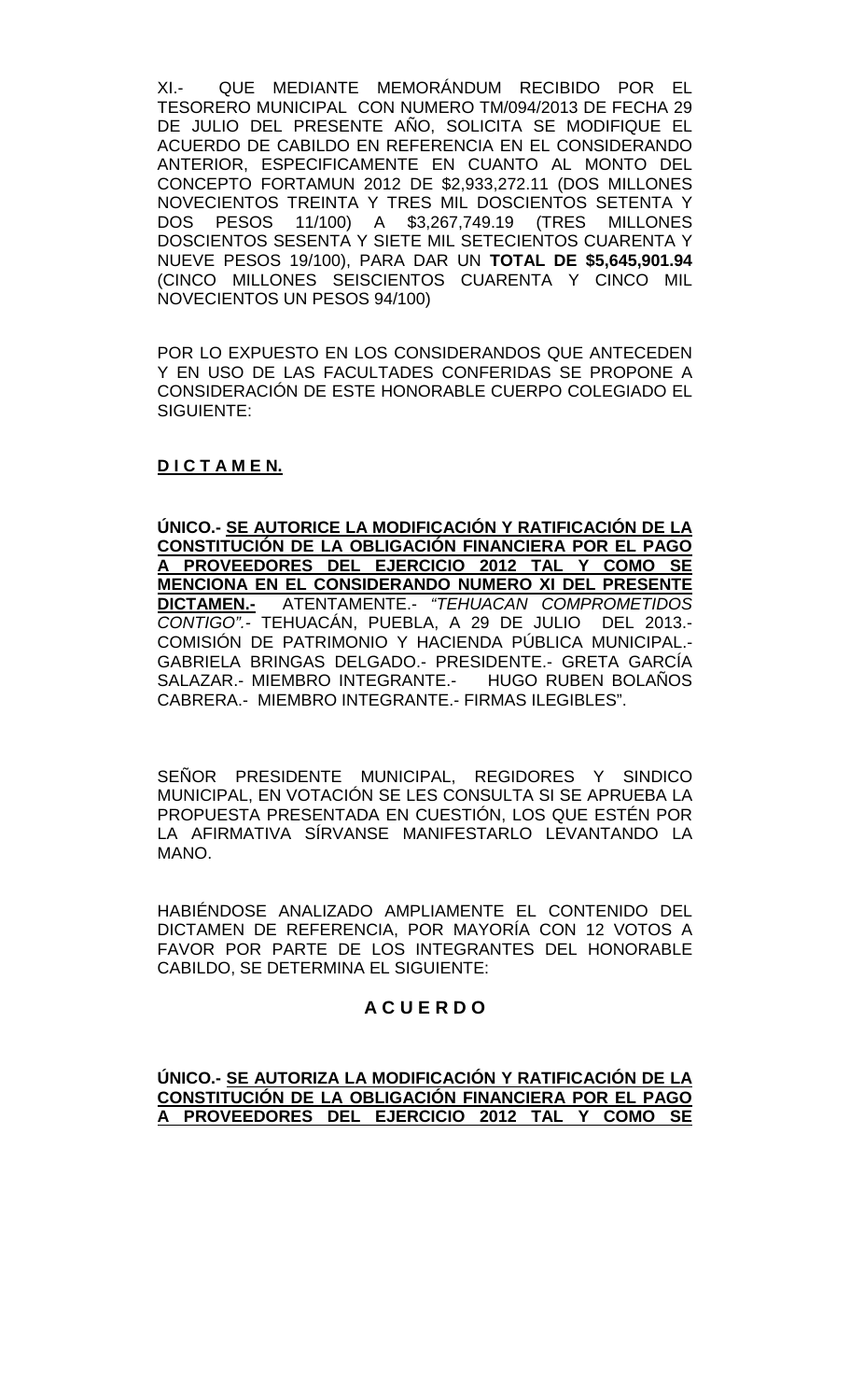XI.- QUE MEDIANTE MEMORÁNDUM RECIBIDO POR EL TESORERO MUNICIPAL CON NUMERO TM/094/2013 DE FECHA 29 DE JULIO DEL PRESENTE AÑO, SOLICITA SE MODIFIQUE EL ACUERDO DE CABILDO EN REFERENCIA EN EL CONSIDERANDO ANTERIOR, ESPECIFICAMENTE EN CUANTO AL MONTO DEL CONCEPTO FORTAMUN 2012 DE $2,933,272.11 (DOS MILLONES NOVECIENTOS TREINTA Y TRES MIL DOSCIENTOS SETENTA Y DOS PESOS 11/100) A $3,267,749.19 (TRES MILLONES DOSCIENTOS SESENTA Y SIETE MIL SETECIENTOS CUARENTA Y NUEVE PESOS 19/100), PARA DAR UN **TOTAL DE $5,645,901.94** (CINCO MILLONES SEISCIENTOS CUARENTA Y CINCO MIL NOVECIENTOS UN PESOS 94/100)

POR LO EXPUESTO EN LOS CONSIDERANDOS QUE ANTECEDEN Y EN USO DE LAS FACULTADES CONFERIDAS SE PROPONE A CONSIDERACIÓN DE ESTE HONORABLE CUERPO COLEGIADO EL SIGUIENTE:

**D I C T A M E N.**

**ÚNICO.- SE AUTORICE LA MODIFICACIÓN Y RATIFICACIÓN DE LA CONSTITUCIÓN DE LA OBLIGACIÓN FINANCIERA POR EL PAGO A PROVEEDORES DEL EJERCICIO 2012 TAL Y COMO SE MENCIONA EN EL CONSIDERANDO NUMERO XI DEL PRESENTE DICTAMEN.-** ATENTAMENTE.- *"TEHUACAN COMPROMETIDOS CONTIGO".*- TEHUACÁN, PUEBLA, A 29 DE JULIO DEL 2013.- COMISIÓN DE PATRIMONIO Y HACIENDA PÚBLICA MUNICIPAL.- GABRIELA BRINGAS DELGADO.- PRESIDENTE.- GRETA GARCÍA SALAZAR.- MIEMBRO INTEGRANTE.- HUGO RUBEN BOLAÑOS CABRERA.- MIEMBRO INTEGRANTE.- FIRMAS ILEGIBLES".

SEÑOR PRESIDENTE MUNICIPAL, REGIDORES Y SINDICO MUNICIPAL, EN VOTACIÓN SE LES CONSULTA SI SE APRUEBA LA PROPUESTA PRESENTADA EN CUESTIÓN, LOS QUE ESTÉN POR LA AFIRMATIVA SÍRVANSE MANIFESTARLO LEVANTANDO LA MANO.

HABIÉNDOSE ANALIZADO AMPLIAMENTE EL CONTENIDO DEL DICTAMEN DE REFERENCIA, POR MAYORÍA CON 12 VOTOS A FAVOR POR PARTE DE LOS INTEGRANTES DEL HONORABLE CABILDO, SE DETERMINA EL SIGUIENTE:

**A C U E R D O**

**ÚNICO.- SE AUTORIZA LA MODIFICACIÓN Y RATIFICACIÓN DE LA CONSTITUCIÓN DE LA OBLIGACIÓN FINANCIERA POR EL PAGO A PROVEEDORES DEL EJERCICIO 2012 TAL Y COMO SE**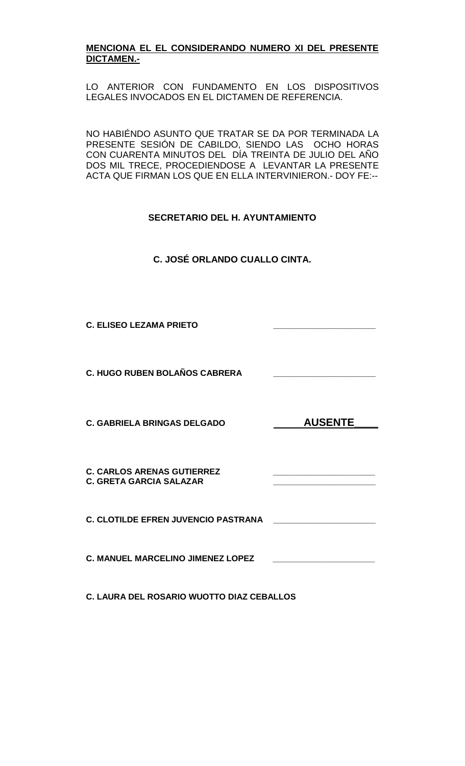**MENCIONA EL EL CONSIDERANDO NUMERO XI DEL PRESENTE DICTAMEN.-**

LO ANTERIOR CON FUNDAMENTO EN LOS DISPOSITIVOS LEGALES INVOCADOS EN EL DICTAMEN DE REFERENCIA.

NO HABIÉNDO ASUNTO QUE TRATAR SE DA POR TERMINADA LA PRESENTE SESIÓN DE CABILDO, SIENDO LAS OCHO HORAS CON CUARENTA MINUTOS DEL DÍA TREINTA DE JULIO DEL AÑO DOS MIL TRECE, PROCEDIENDOSE A LEVANTAR LA PRESENTE ACTA QUE FIRMAN LOS QUE EN ELLA INTERVINIERON.- DOY FE:--

**SECRETARIO DEL H. AYUNTAMIENTO**

**C. JOSÉ ORLANDO CUALLO CINTA.**

**C. ELISEO LEZAMA PRIETO** _____________________

**C. HUGO RUBEN BOLAÑOS CABRERA** _____________________

**C. GABRIELA BRINGAS DELGADO** **AUSENTE**

**C. CARLOS ARENAS GUTIERREZ** _____________________

**C. GRETA GARCIA SALAZAR** _____________________

**C. CLOTILDE EFREN JUVENCIO PASTRANA** _____________________

**C. MANUEL MARCELINO JIMENEZ LOPEZ** _____________________

**C. LAURA DEL ROSARIO WUOTTO DIAZ CEBALLOS**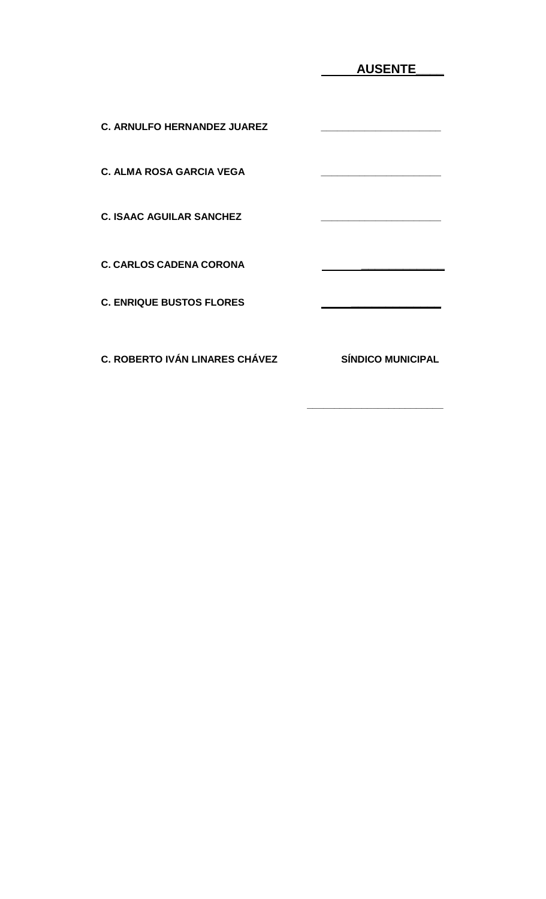**AUSENTE**

**C. ARNULFO HERNANDEZ JUAREZ** _______________

**C. ALMA ROSA GARCIA VEGA** _______________

**C. ISAAC AGUILAR SANCHEZ** _______________

**C. CARLOS CADENA CORONA** _______________

**C. ENRIQUE BUSTOS FLORES** _______________

**C. ROBERTO IVÁN LINARES CHÁVEZ** **SÍNDICO MUNICIPAL**

_______________